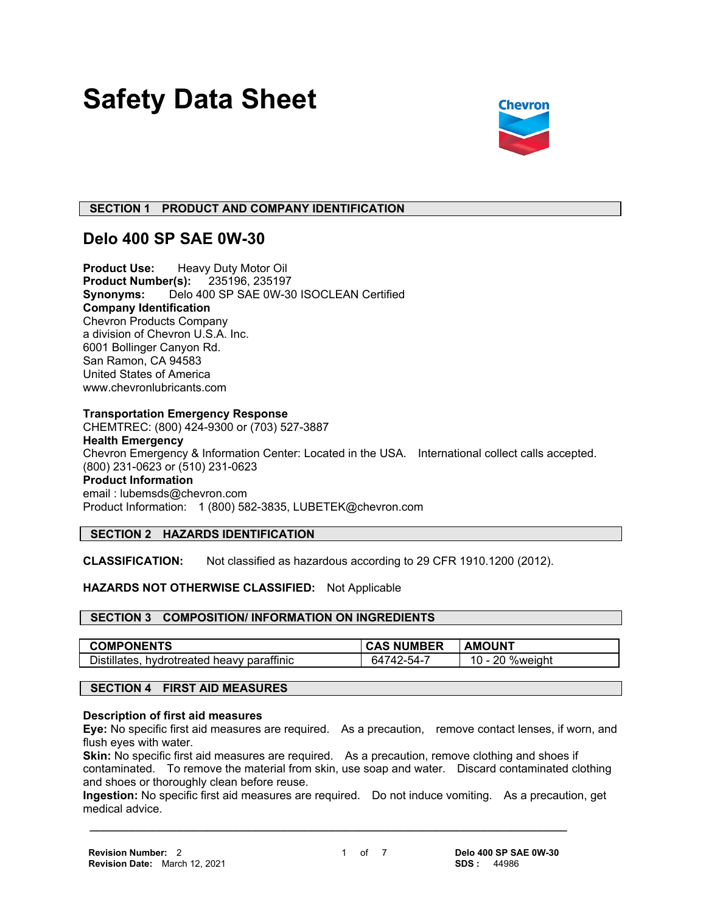# Safety Data Sheet

## SECTION 1 PRODUCT AND COMPANY IDENTIFICATION

### Delo 400 SP SAE 0W-30

**Product Use:** Heavy Duty Motor Oil
**Product Number(s):** 235196, 235197
**Synonyms:** Delo 400 SP SAE 0W-30 ISOCLEAN Certified
**Company Identification**
Chevron Products Company
a division of Chevron U.S.A. Inc.
6001 Bollinger Canyon Rd.
San Ramon, CA 94583
United States of America
www.chevronlubricants.com

**Transportation Emergency Response**
CHEMTREC: (800) 424-9300 or (703) 527-3887
**Health Emergency**
Chevron Emergency & Information Center: Located in the USA. International collect calls accepted. (800) 231-0623 or (510) 231-0623
**Product Information**
email : lubemsds@chevron.com
Product Information: 1 (800) 582-3835, LUBETEK@chevron.com

## SECTION 2 HAZARDS IDENTIFICATION

**CLASSIFICATION:** Not classified as hazardous according to 29 CFR 1910.1200 (2012).

**HAZARDS NOT OTHERWISE CLASSIFIED:** Not Applicable

## SECTION 3 COMPOSITION/ INFORMATION ON INGREDIENTS

| COMPONENTS | CAS NUMBER | AMOUNT |
|---|---|---|
| Distillates, hydrotreated heavy paraffinic | 64742-54-7 | 10 - 20 %weight |

## SECTION 4 FIRST AID MEASURES

**Description of first aid measures**
**Eye:** No specific first aid measures are required. As a precaution, remove contact lenses, if worn, and flush eyes with water.
**Skin:** No specific first aid measures are required. As a precaution, remove clothing and shoes if contaminated. To remove the material from skin, use soap and water. Discard contaminated clothing and shoes or thoroughly clean before reuse.
**Ingestion:** No specific first aid measures are required. Do not induce vomiting. As a precaution, get medical advice.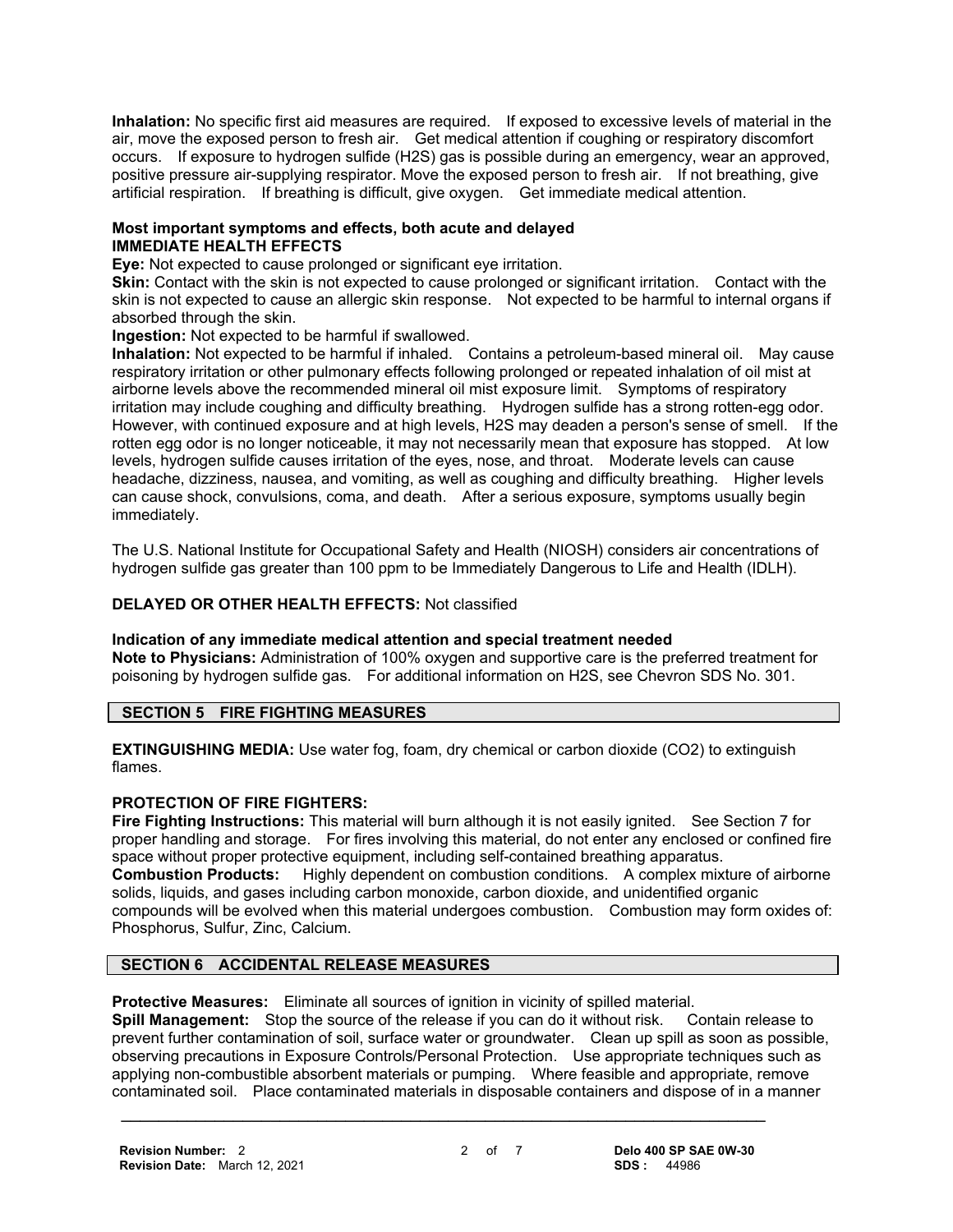**Inhalation:** No specific first aid measures are required. If exposed to excessive levels of material in the air, move the exposed person to fresh air. Get medical attention if coughing or respiratory discomfort occurs. If exposure to hydrogen sulfide (H2S) gas is possible during an emergency, wear an approved, positive pressure air-supplying respirator. Move the exposed person to fresh air. If not breathing, give artificial respiration. If breathing is difficult, give oxygen. Get immediate medical attention.

**Most important symptoms and effects, both acute and delayed**
**IMMEDIATE HEALTH EFFECTS**

**Eye:** Not expected to cause prolonged or significant eye irritation.

**Skin:** Contact with the skin is not expected to cause prolonged or significant irritation. Contact with the skin is not expected to cause an allergic skin response. Not expected to be harmful to internal organs if absorbed through the skin.

**Ingestion:** Not expected to be harmful if swallowed.

**Inhalation:** Not expected to be harmful if inhaled. Contains a petroleum-based mineral oil. May cause respiratory irritation or other pulmonary effects following prolonged or repeated inhalation of oil mist at airborne levels above the recommended mineral oil mist exposure limit. Symptoms of respiratory irritation may include coughing and difficulty breathing. Hydrogen sulfide has a strong rotten-egg odor. However, with continued exposure and at high levels, H2S may deaden a person's sense of smell. If the rotten egg odor is no longer noticeable, it may not necessarily mean that exposure has stopped. At low levels, hydrogen sulfide causes irritation of the eyes, nose, and throat. Moderate levels can cause headache, dizziness, nausea, and vomiting, as well as coughing and difficulty breathing. Higher levels can cause shock, convulsions, coma, and death. After a serious exposure, symptoms usually begin immediately.

The U.S. National Institute for Occupational Safety and Health (NIOSH) considers air concentrations of hydrogen sulfide gas greater than 100 ppm to be Immediately Dangerous to Life and Health (IDLH).

**DELAYED OR OTHER HEALTH EFFECTS:** Not classified

**Indication of any immediate medical attention and special treatment needed**

**Note to Physicians:** Administration of 100% oxygen and supportive care is the preferred treatment for poisoning by hydrogen sulfide gas. For additional information on H2S, see Chevron SDS No. 301.

## SECTION 5 FIRE FIGHTING MEASURES

**EXTINGUISHING MEDIA:** Use water fog, foam, dry chemical or carbon dioxide (CO2) to extinguish flames.

**PROTECTION OF FIRE FIGHTERS:**

**Fire Fighting Instructions:** This material will burn although it is not easily ignited. See Section 7 for proper handling and storage. For fires involving this material, do not enter any enclosed or confined fire space without proper protective equipment, including self-contained breathing apparatus.

**Combustion Products:** Highly dependent on combustion conditions. A complex mixture of airborne solids, liquids, and gases including carbon monoxide, carbon dioxide, and unidentified organic compounds will be evolved when this material undergoes combustion. Combustion may form oxides of: Phosphorus, Sulfur, Zinc, Calcium.

## SECTION 6 ACCIDENTAL RELEASE MEASURES

**Protective Measures:** Eliminate all sources of ignition in vicinity of spilled material.

**Spill Management:** Stop the source of the release if you can do it without risk. Contain release to prevent further contamination of soil, surface water or groundwater. Clean up spill as soon as possible, observing precautions in Exposure Controls/Personal Protection. Use appropriate techniques such as applying non-combustible absorbent materials or pumping. Where feasible and appropriate, remove contaminated soil. Place contaminated materials in disposable containers and dispose of in a manner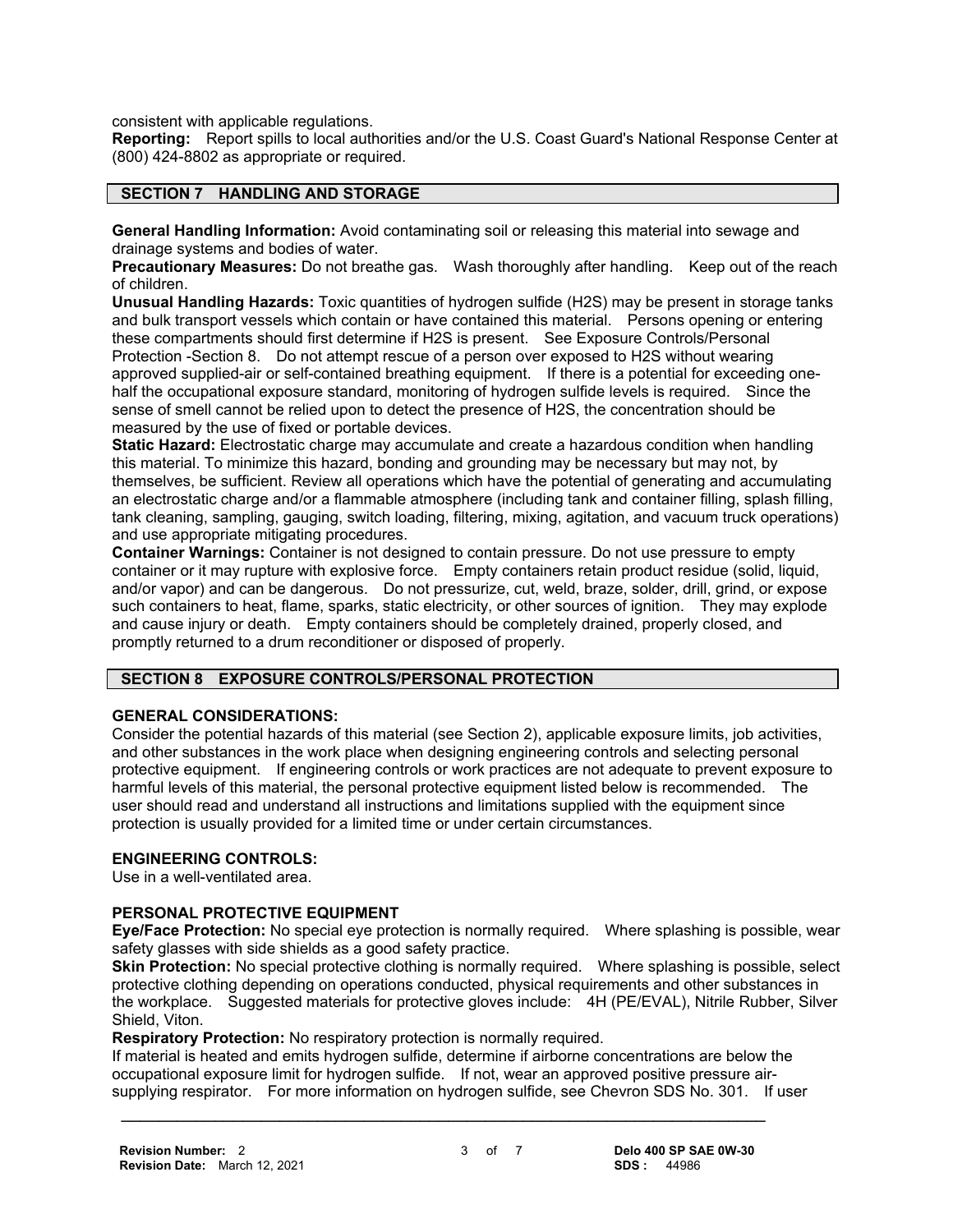consistent with applicable regulations.

**Reporting:** Report spills to local authorities and/or the U.S. Coast Guard's National Response Center at (800) 424-8802 as appropriate or required.

## SECTION 7 HANDLING AND STORAGE

**General Handling Information:** Avoid contaminating soil or releasing this material into sewage and drainage systems and bodies of water.

**Precautionary Measures:** Do not breathe gas. Wash thoroughly after handling. Keep out of the reach of children.

**Unusual Handling Hazards:** Toxic quantities of hydrogen sulfide (H2S) may be present in storage tanks and bulk transport vessels which contain or have contained this material. Persons opening or entering these compartments should first determine if H2S is present. See Exposure Controls/Personal Protection -Section 8. Do not attempt rescue of a person over exposed to H2S without wearing approved supplied-air or self-contained breathing equipment. If there is a potential for exceeding one-half the occupational exposure standard, monitoring of hydrogen sulfide levels is required. Since the sense of smell cannot be relied upon to detect the presence of H2S, the concentration should be measured by the use of fixed or portable devices.

**Static Hazard:** Electrostatic charge may accumulate and create a hazardous condition when handling this material. To minimize this hazard, bonding and grounding may be necessary but may not, by themselves, be sufficient. Review all operations which have the potential of generating and accumulating an electrostatic charge and/or a flammable atmosphere (including tank and container filling, splash filling, tank cleaning, sampling, gauging, switch loading, filtering, mixing, agitation, and vacuum truck operations) and use appropriate mitigating procedures.

**Container Warnings:** Container is not designed to contain pressure. Do not use pressure to empty container or it may rupture with explosive force. Empty containers retain product residue (solid, liquid, and/or vapor) and can be dangerous. Do not pressurize, cut, weld, braze, solder, drill, grind, or expose such containers to heat, flame, sparks, static electricity, or other sources of ignition. They may explode and cause injury or death. Empty containers should be completely drained, properly closed, and promptly returned to a drum reconditioner or disposed of properly.

## SECTION 8 EXPOSURE CONTROLS/PERSONAL PROTECTION

### GENERAL CONSIDERATIONS:

Consider the potential hazards of this material (see Section 2), applicable exposure limits, job activities, and other substances in the work place when designing engineering controls and selecting personal protective equipment. If engineering controls or work practices are not adequate to prevent exposure to harmful levels of this material, the personal protective equipment listed below is recommended. The user should read and understand all instructions and limitations supplied with the equipment since protection is usually provided for a limited time or under certain circumstances.

### ENGINEERING CONTROLS:

Use in a well-ventilated area.

### PERSONAL PROTECTIVE EQUIPMENT

**Eye/Face Protection:** No special eye protection is normally required. Where splashing is possible, wear safety glasses with side shields as a good safety practice.

**Skin Protection:** No special protective clothing is normally required. Where splashing is possible, select protective clothing depending on operations conducted, physical requirements and other substances in the workplace. Suggested materials for protective gloves include: 4H (PE/EVAL), Nitrile Rubber, Silver Shield, Viton.

**Respiratory Protection:** No respiratory protection is normally required.

If material is heated and emits hydrogen sulfide, determine if airborne concentrations are below the occupational exposure limit for hydrogen sulfide. If not, wear an approved positive pressure air-supplying respirator. For more information on hydrogen sulfide, see Chevron SDS No. 301. If user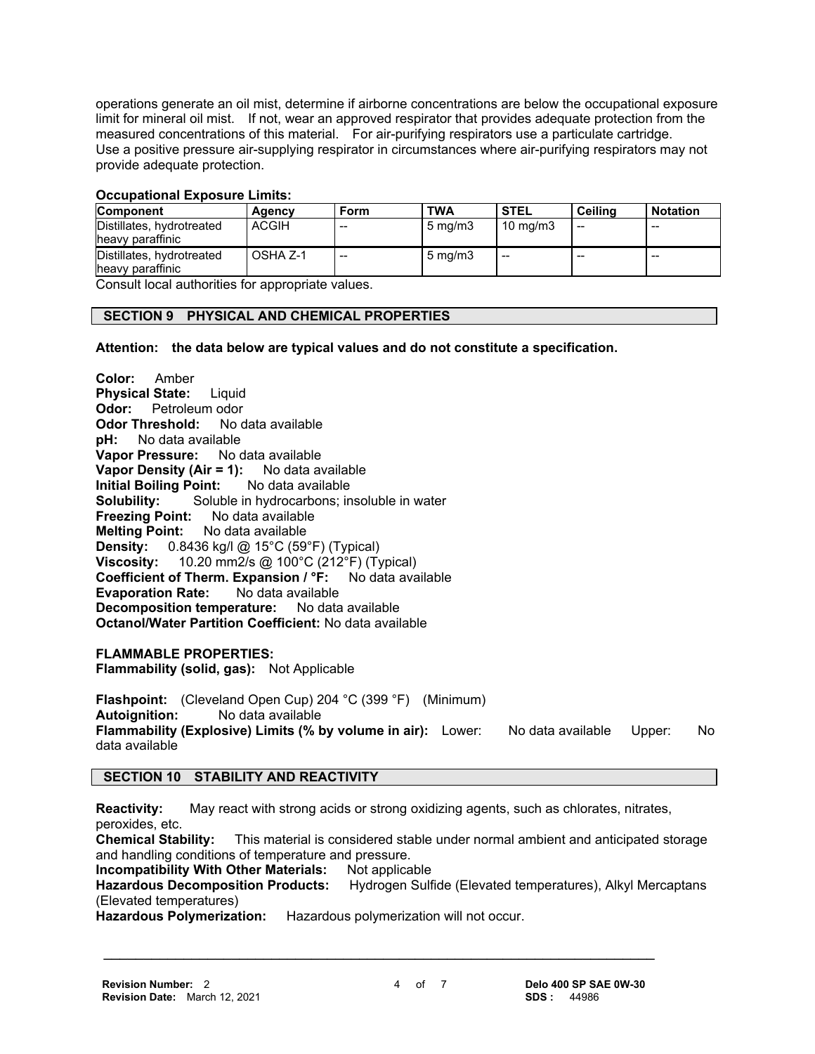operations generate an oil mist, determine if airborne concentrations are below the occupational exposure limit for mineral oil mist. If not, wear an approved respirator that provides adequate protection from the measured concentrations of this material. For air-purifying respirators use a particulate cartridge. Use a positive pressure air-supplying respirator in circumstances where air-purifying respirators may not provide adequate protection.

**Occupational Exposure Limits:**

| Component | Agency | Form | TWA | STEL | Ceiling | Notation |
|---|---|---|---|---|---|---|
| Distillates, hydrotreated heavy paraffinic | ACGIH | -- | 5 mg/m3 | 10 mg/m3 | -- | -- |
| Distillates, hydrotreated heavy paraffinic | OSHA Z-1 | -- | 5 mg/m3 | -- | -- | -- |

Consult local authorities for appropriate values.

## SECTION 9 PHYSICAL AND CHEMICAL PROPERTIES

**Attention: the data below are typical values and do not constitute a specification.**

**Color:** Amber
**Physical State:** Liquid
**Odor:** Petroleum odor
**Odor Threshold:** No data available
**pH:** No data available
**Vapor Pressure:** No data available
**Vapor Density (Air = 1):** No data available
**Initial Boiling Point:** No data available
**Solubility:** Soluble in hydrocarbons; insoluble in water
**Freezing Point:** No data available
**Melting Point:** No data available
**Density:** 0.8436 kg/l @ 15°C (59°F) (Typical)
**Viscosity:** 10.20 mm2/s @ 100°C (212°F) (Typical)
**Coefficient of Therm. Expansion / °F:** No data available
**Evaporation Rate:** No data available
**Decomposition temperature:** No data available
**Octanol/Water Partition Coefficient:** No data available

**FLAMMABLE PROPERTIES:**
**Flammability (solid, gas):** Not Applicable

**Flashpoint:** (Cleveland Open Cup) 204 °C (399 °F) (Minimum)
**Autoignition:** No data available
**Flammability (Explosive) Limits (% by volume in air):** Lower: No data available Upper: No data available

## SECTION 10 STABILITY AND REACTIVITY

**Reactivity:** May react with strong acids or strong oxidizing agents, such as chlorates, nitrates, peroxides, etc.
**Chemical Stability:** This material is considered stable under normal ambient and anticipated storage and handling conditions of temperature and pressure.
**Incompatibility With Other Materials:** Not applicable
**Hazardous Decomposition Products:** Hydrogen Sulfide (Elevated temperatures), Alkyl Mercaptans (Elevated temperatures)
**Hazardous Polymerization:** Hazardous polymerization will not occur.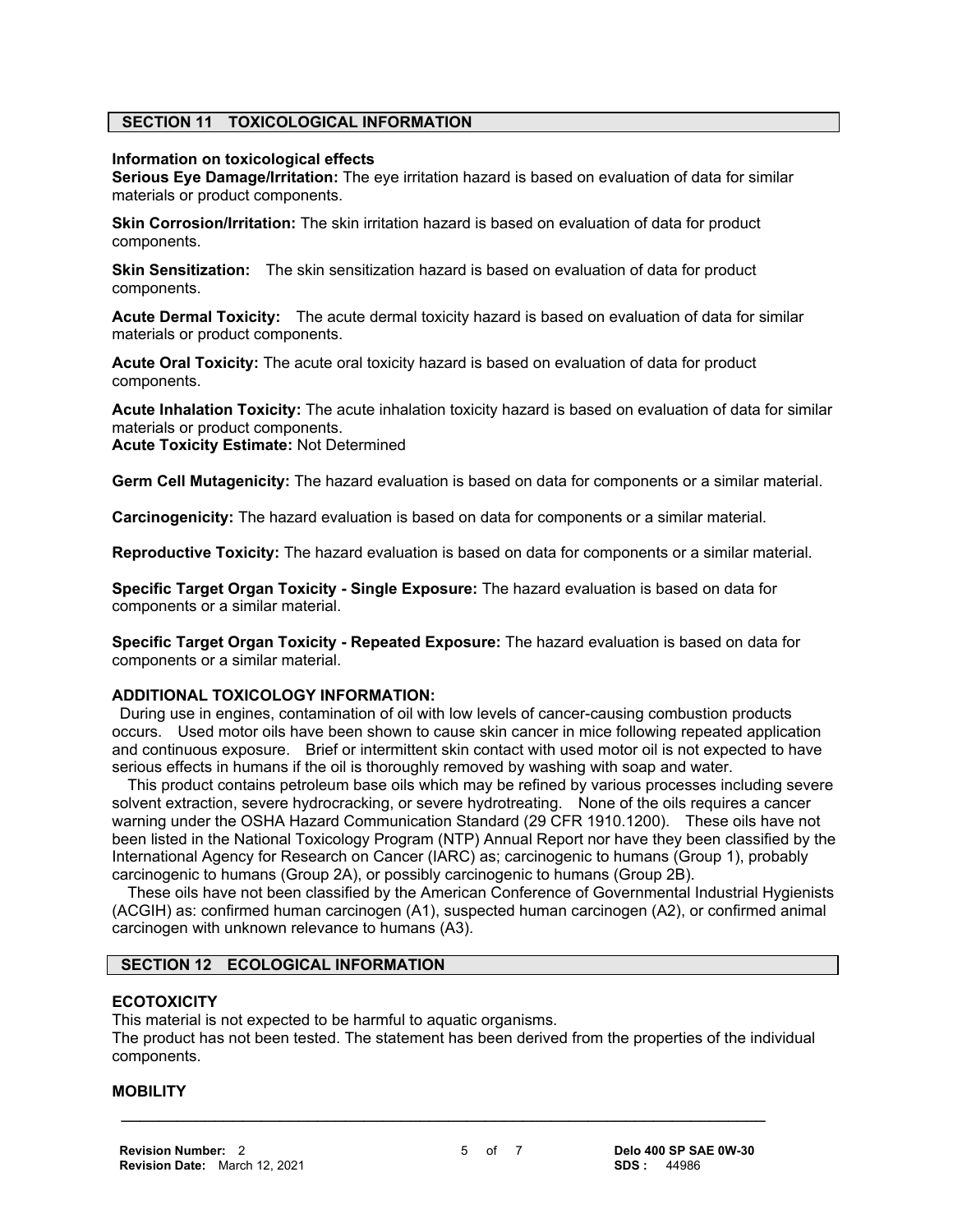## SECTION 11 TOXICOLOGICAL INFORMATION

**Information on toxicological effects**

**Serious Eye Damage/Irritation:** The eye irritation hazard is based on evaluation of data for similar materials or product components.

**Skin Corrosion/Irritation:** The skin irritation hazard is based on evaluation of data for product components.

**Skin Sensitization:** The skin sensitization hazard is based on evaluation of data for product components.

**Acute Dermal Toxicity:** The acute dermal toxicity hazard is based on evaluation of data for similar materials or product components.

**Acute Oral Toxicity:** The acute oral toxicity hazard is based on evaluation of data for product components.

**Acute Inhalation Toxicity:** The acute inhalation toxicity hazard is based on evaluation of data for similar materials or product components.
**Acute Toxicity Estimate:** Not Determined

**Germ Cell Mutagenicity:** The hazard evaluation is based on data for components or a similar material.

**Carcinogenicity:** The hazard evaluation is based on data for components or a similar material.

**Reproductive Toxicity:** The hazard evaluation is based on data for components or a similar material.

**Specific Target Organ Toxicity - Single Exposure:** The hazard evaluation is based on data for components or a similar material.

**Specific Target Organ Toxicity - Repeated Exposure:** The hazard evaluation is based on data for components or a similar material.

**ADDITIONAL TOXICOLOGY INFORMATION:**

During use in engines, contamination of oil with low levels of cancer-causing combustion products occurs. Used motor oils have been shown to cause skin cancer in mice following repeated application and continuous exposure. Brief or intermittent skin contact with used motor oil is not expected to have serious effects in humans if the oil is thoroughly removed by washing with soap and water.

This product contains petroleum base oils which may be refined by various processes including severe solvent extraction, severe hydrocracking, or severe hydrotreating. None of the oils requires a cancer warning under the OSHA Hazard Communication Standard (29 CFR 1910.1200). These oils have not been listed in the National Toxicology Program (NTP) Annual Report nor have they been classified by the International Agency for Research on Cancer (IARC) as; carcinogenic to humans (Group 1), probably carcinogenic to humans (Group 2A), or possibly carcinogenic to humans (Group 2B).

These oils have not been classified by the American Conference of Governmental Industrial Hygienists (ACGIH) as: confirmed human carcinogen (A1), suspected human carcinogen (A2), or confirmed animal carcinogen with unknown relevance to humans (A3).

## SECTION 12 ECOLOGICAL INFORMATION

**ECOTOXICITY**

This material is not expected to be harmful to aquatic organisms.
The product has not been tested. The statement has been derived from the properties of the individual components.

**MOBILITY**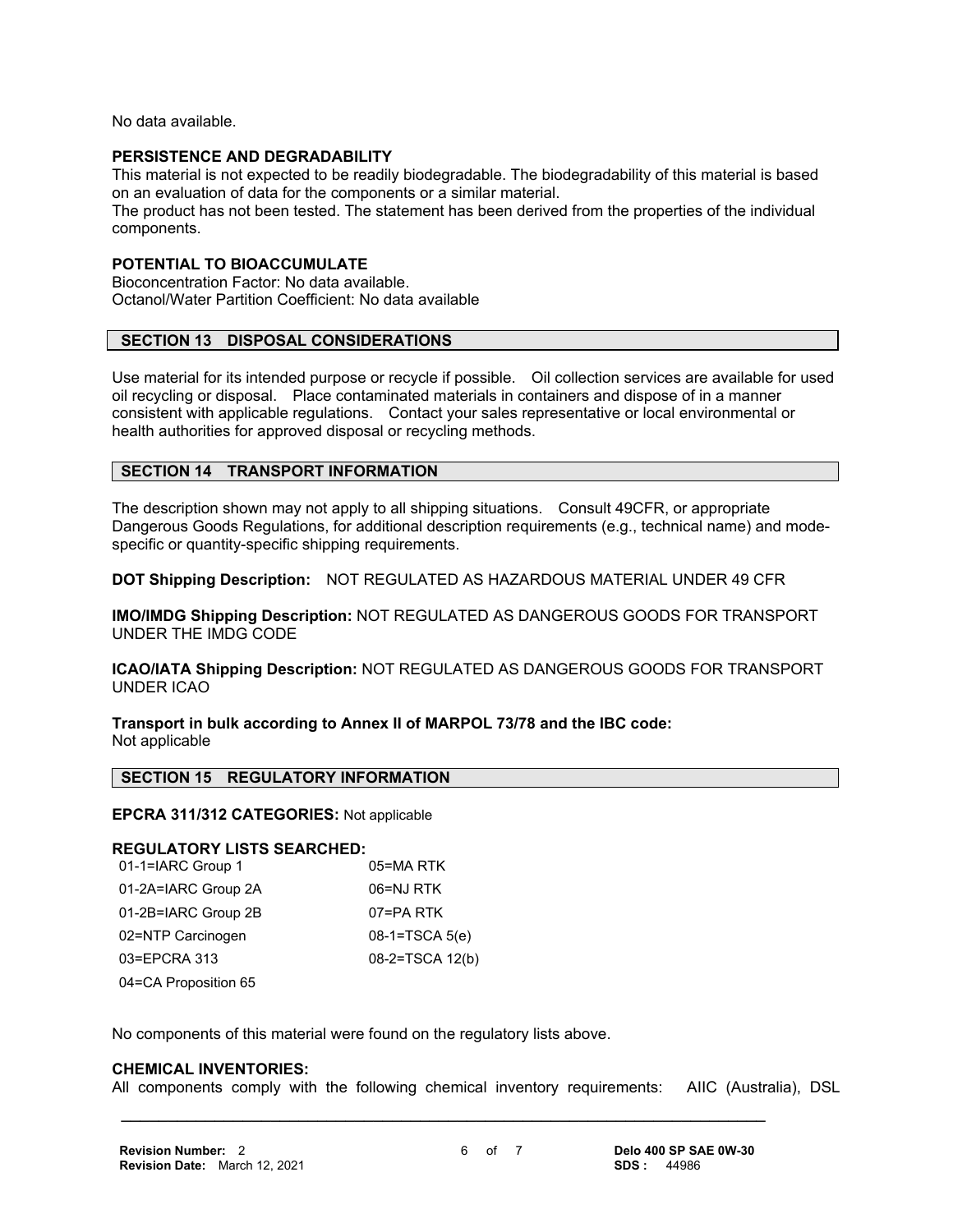No data available.

**PERSISTENCE AND DEGRADABILITY**

This material is not expected to be readily biodegradable. The biodegradability of this material is based on an evaluation of data for the components or a similar material.
The product has not been tested. The statement has been derived from the properties of the individual components.

**POTENTIAL TO BIOACCUMULATE**

Bioconcentration Factor: No data available.
Octanol/Water Partition Coefficient: No data available

## SECTION 13 DISPOSAL CONSIDERATIONS

Use material for its intended purpose or recycle if possible. Oil collection services are available for used oil recycling or disposal. Place contaminated materials in containers and dispose of in a manner consistent with applicable regulations. Contact your sales representative or local environmental or health authorities for approved disposal or recycling methods.

## SECTION 14 TRANSPORT INFORMATION

The description shown may not apply to all shipping situations. Consult 49CFR, or appropriate Dangerous Goods Regulations, for additional description requirements (e.g., technical name) and mode-specific or quantity-specific shipping requirements.

**DOT Shipping Description:** NOT REGULATED AS HAZARDOUS MATERIAL UNDER 49 CFR

**IMO/IMDG Shipping Description:** NOT REGULATED AS DANGEROUS GOODS FOR TRANSPORT UNDER THE IMDG CODE

**ICAO/IATA Shipping Description:** NOT REGULATED AS DANGEROUS GOODS FOR TRANSPORT UNDER ICAO

**Transport in bulk according to Annex II of MARPOL 73/78 and the IBC code:**
Not applicable

## SECTION 15 REGULATORY INFORMATION

**EPCRA 311/312 CATEGORIES:** Not applicable

**REGULATORY LISTS SEARCHED:**

| | |
|---|---|
| 01-1=IARC Group 1 | 05=MA RTK |
| 01-2A=IARC Group 2A | 06=NJ RTK |
| 01-2B=IARC Group 2B | 07=PA RTK |
| 02=NTP Carcinogen | 08-1=TSCA 5(e) |
| 03=EPCRA 313 | 08-2=TSCA 12(b) |
| 04=CA Proposition 65 | |

No components of this material were found on the regulatory lists above.

**CHEMICAL INVENTORIES:**

All components comply with the following chemical inventory requirements: AIIC (Australia), DSL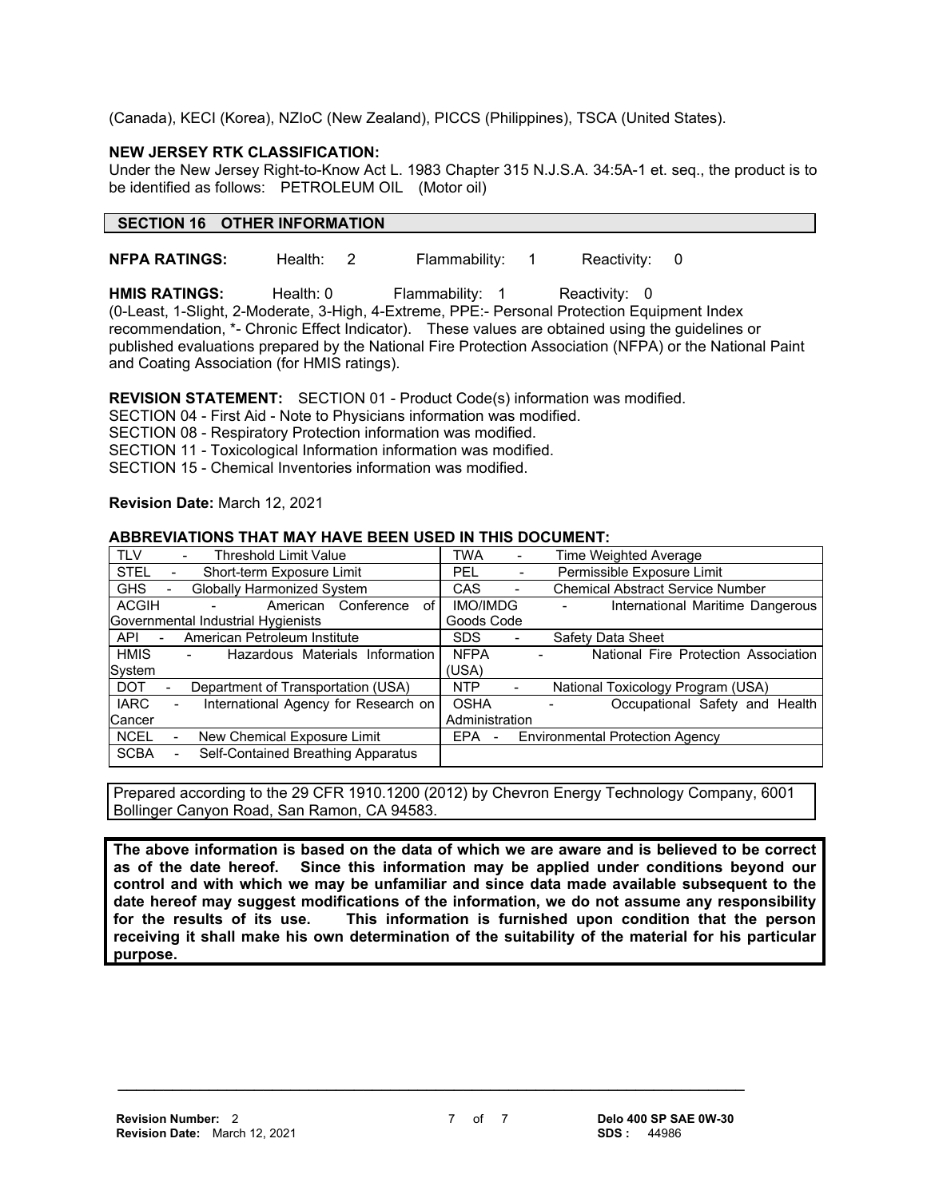(Canada), KECI (Korea), NZIoC (New Zealand), PICCS (Philippines), TSCA (United States).

**NEW JERSEY RTK CLASSIFICATION:**

Under the New Jersey Right-to-Know Act L. 1983 Chapter 315 N.J.S.A. 34:5A-1 et. seq., the product is to be identified as follows: PETROLEUM OIL (Motor oil)

## SECTION 16 OTHER INFORMATION

**NFPA RATINGS:** Health: 2 Flammability: 1 Reactivity: 0

**HMIS RATINGS:** Health: 0 Flammability: 1 Reactivity: 0

(0-Least, 1-Slight, 2-Moderate, 3-High, 4-Extreme, PPE:- Personal Protection Equipment Index recommendation, *- Chronic Effect Indicator). These values are obtained using the guidelines or published evaluations prepared by the National Fire Protection Association (NFPA) or the National Paint and Coating Association (for HMIS ratings).

**REVISION STATEMENT:** SECTION 01 - Product Code(s) information was modified.
SECTION 04 - First Aid - Note to Physicians information was modified.
SECTION 08 - Respiratory Protection information was modified.
SECTION 11 - Toxicological Information information was modified.
SECTION 15 - Chemical Inventories information was modified.

**Revision Date:** March 12, 2021

**ABBREVIATIONS THAT MAY HAVE BEEN USED IN THIS DOCUMENT:**

| | |
|---|---|
| TLV - Threshold Limit Value | TWA - Time Weighted Average |
| STEL - Short-term Exposure Limit | PEL - Permissible Exposure Limit |
| GHS - Globally Harmonized System | CAS - Chemical Abstract Service Number |
| ACGIH - American Conference of Governmental Industrial Hygienists | IMO/IMDG - International Maritime Dangerous Goods Code |
| API - American Petroleum Institute | SDS - Safety Data Sheet |
| HMIS - Hazardous Materials Information System | NFPA - National Fire Protection Association (USA) |
| DOT - Department of Transportation (USA) | NTP - National Toxicology Program (USA) |
| IARC - International Agency for Research on Cancer | OSHA - Occupational Safety and Health Administration |
| NCEL - New Chemical Exposure Limit | EPA - Environmental Protection Agency |
| SCBA - Self-Contained Breathing Apparatus | |

Prepared according to the 29 CFR 1910.1200 (2012) by Chevron Energy Technology Company, 6001 Bollinger Canyon Road, San Ramon, CA 94583.

**The above information is based on the data of which we are aware and is believed to be correct as of the date hereof. Since this information may be applied under conditions beyond our control and with which we may be unfamiliar and since data made available subsequent to the date hereof may suggest modifications of the information, we do not assume any responsibility for the results of its use. This information is furnished upon condition that the person receiving it shall make his own determination of the suitability of the material for his particular purpose.**